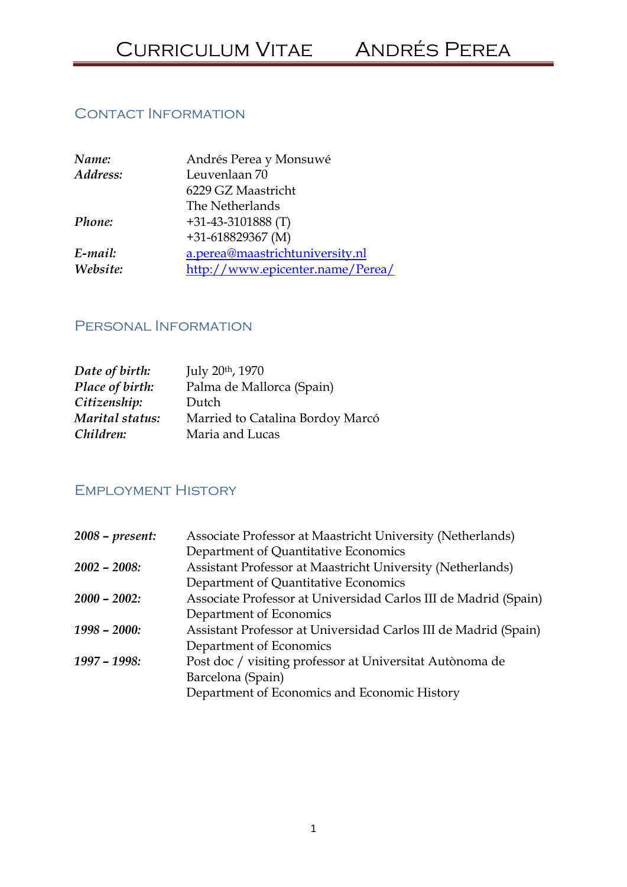# Curriculum Vitae Andrés Perea

## Contact Information

| | |
|---|---|
| ***Name:*** | Andrés Perea y Monsuwé |
| ***Address:*** | Leuvenlaan 70<br>6229 GZ Maastricht<br>The Netherlands |
| ***Phone:*** | +31-43-3101888 (T)<br>+31-618829367 (M) |
| ***E-mail:*** | a.perea@maastrichtuniversity.nl |
| ***Website:*** | http://www.epicenter.name/Perea/ |

## Personal Information

| | |
|---|---|
| ***Date of birth:*** | July 20th, 1970 |
| ***Place of birth:*** | Palma de Mallorca (Spain) |
| ***Citizenship:*** | Dutch |
| ***Marital status:*** | Married to Catalina Bordoy Marcó |
| ***Children:*** | Maria and Lucas |

## Employment History

| | |
|---|---|
| ***2008 – present:*** | Associate Professor at Maastricht University (Netherlands)<br>Department of Quantitative Economics |
| ***2002 – 2008:*** | Assistant Professor at Maastricht University (Netherlands)<br>Department of Quantitative Economics |
| ***2000 – 2002:*** | Associate Professor at Universidad Carlos III de Madrid (Spain)<br>Department of Economics |
| ***1998 – 2000:*** | Assistant Professor at Universidad Carlos III de Madrid (Spain)<br>Department of Economics |
| ***1997 – 1998:*** | Post doc / visiting professor at Universitat Autònoma de Barcelona (Spain)<br>Department of Economics and Economic History |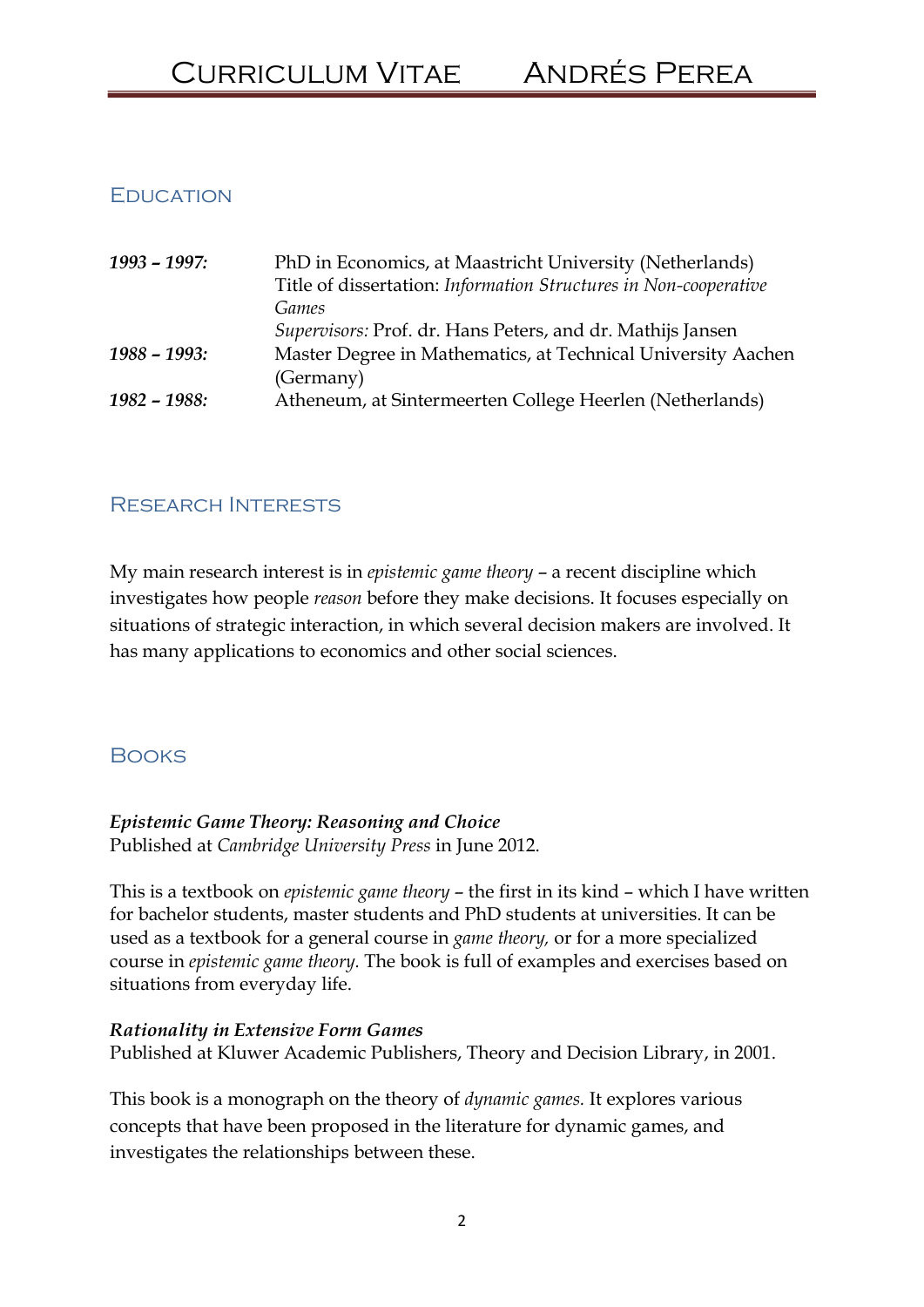## Education

| | |
|---|---|
| ***1993 – 1997:*** | PhD in Economics, at Maastricht University (Netherlands)<br>Title of dissertation: *Information Structures in Non-cooperative Games*<br>*Supervisors:* Prof. dr. Hans Peters, and dr. Mathijs Jansen |
| ***1988 – 1993:*** | Master Degree in Mathematics, at Technical University Aachen (Germany) |
| ***1982 – 1988:*** | Atheneum, at Sintermeerten College Heerlen (Netherlands) |

## Research Interests

My main research interest is in *epistemic game theory* – a recent discipline which investigates how people *reason* before they make decisions. It focuses especially on situations of strategic interaction, in which several decision makers are involved. It has many applications to economics and other social sciences.

## Books

***Epistemic Game Theory: Reasoning and Choice***
Published at *Cambridge University Press* in June 2012.

This is a textbook on *epistemic game theory* – the first in its kind – which I have written for bachelor students, master students and PhD students at universities. It can be used as a textbook for a general course in *game theory,* or for a more specialized course in *epistemic game theory.* The book is full of examples and exercises based on situations from everyday life.

***Rationality in Extensive Form Games***
Published at Kluwer Academic Publishers, Theory and Decision Library, in 2001.

This book is a monograph on the theory of *dynamic games.* It explores various concepts that have been proposed in the literature for dynamic games, and investigates the relationships between these.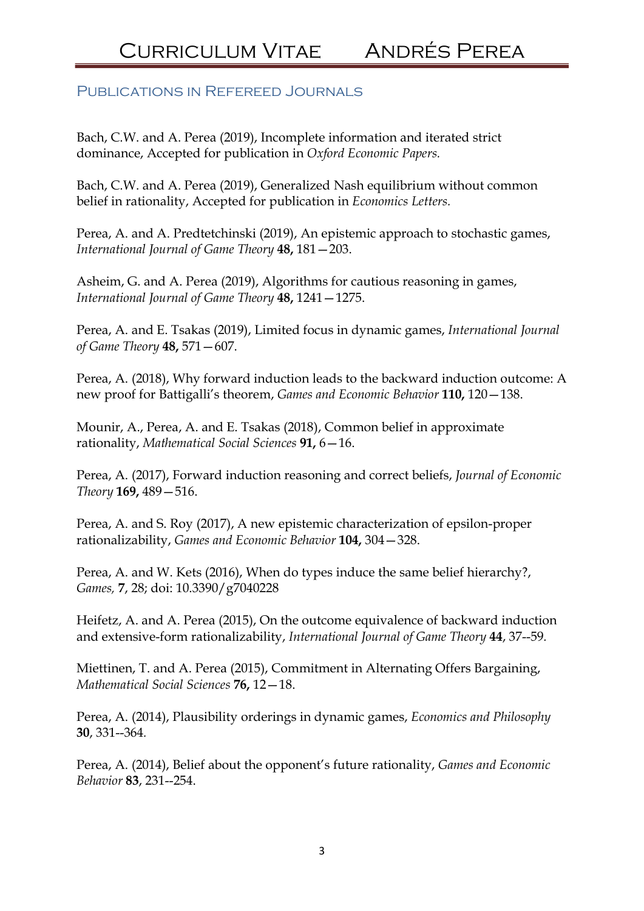## Publications in Refereed Journals

Bach, C.W. and A. Perea (2019), Incomplete information and iterated strict dominance, Accepted for publication in *Oxford Economic Papers.*

Bach, C.W. and A. Perea (2019), Generalized Nash equilibrium without common belief in rationality, Accepted for publication in *Economics Letters.*

Perea, A. and A. Predtetchinski (2019), An epistemic approach to stochastic games, *International Journal of Game Theory* **48,** 181—203.

Asheim, G. and A. Perea (2019), Algorithms for cautious reasoning in games, *International Journal of Game Theory* **48,** 1241—1275.

Perea, A. and E. Tsakas (2019), Limited focus in dynamic games, *International Journal of Game Theory* **48,** 571—607.

Perea, A. (2018), Why forward induction leads to the backward induction outcome: A new proof for Battigalli's theorem, *Games and Economic Behavior* **110,** 120—138.

Mounir, A., Perea, A. and E. Tsakas (2018), Common belief in approximate rationality, *Mathematical Social Sciences* **91,** 6—16.

Perea, A. (2017), Forward induction reasoning and correct beliefs, *Journal of Economic Theory* **169,** 489—516.

Perea, A. and S. Roy (2017), A new epistemic characterization of epsilon-proper rationalizability, *Games and Economic Behavior* **104,** 304—328.

Perea, A. and W. Kets (2016), When do types induce the same belief hierarchy?, *Games,* **7**, 28; doi: 10.3390/g7040228

Heifetz, A. and A. Perea (2015), On the outcome equivalence of backward induction and extensive-form rationalizability, *International Journal of Game Theory* **44**, 37--59.

Miettinen, T. and A. Perea (2015), Commitment in Alternating Offers Bargaining, *Mathematical Social Sciences* **76,** 12—18.

Perea, A. (2014), Plausibility orderings in dynamic games, *Economics and Philosophy* **30**, 331--364.

Perea, A. (2014), Belief about the opponent's future rationality, *Games and Economic Behavior* **83**, 231--254.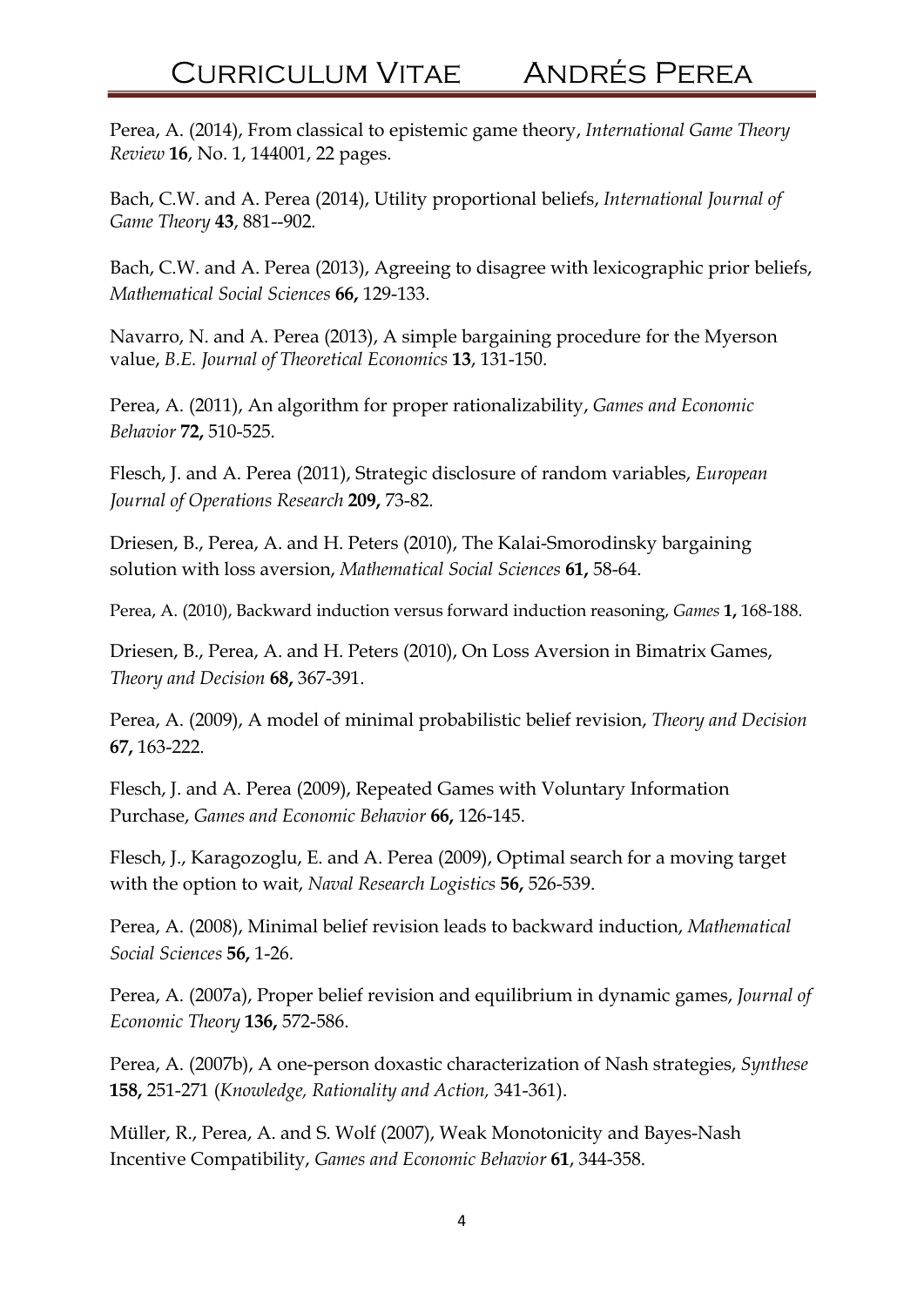Perea, A. (2014), From classical to epistemic game theory, *International Game Theory Review* **16**, No. 1, 144001, 22 pages.

Bach, C.W. and A. Perea (2014), Utility proportional beliefs, *International Journal of Game Theory* **43**, 881--902.

Bach, C.W. and A. Perea (2013), Agreeing to disagree with lexicographic prior beliefs, *Mathematical Social Sciences* **66,** 129-133.

Navarro, N. and A. Perea (2013), A simple bargaining procedure for the Myerson value, *B.E. Journal of Theoretical Economics* **13**, 131-150.

Perea, A. (2011), An algorithm for proper rationalizability, *Games and Economic Behavior* **72,** 510-525.

Flesch, J. and A. Perea (2011), Strategic disclosure of random variables, *European Journal of Operations Research* **209,** 73-82.

Driesen, B., Perea, A. and H. Peters (2010), The Kalai-Smorodinsky bargaining solution with loss aversion, *Mathematical Social Sciences* **61,** 58-64.

Perea, A. (2010), Backward induction versus forward induction reasoning, *Games* **1,** 168-188.

Driesen, B., Perea, A. and H. Peters (2010), On Loss Aversion in Bimatrix Games, *Theory and Decision* **68,** 367-391.

Perea, A. (2009), A model of minimal probabilistic belief revision, *Theory and Decision* **67,** 163-222.

Flesch, J. and A. Perea (2009), Repeated Games with Voluntary Information Purchase, *Games and Economic Behavior* **66,** 126-145.

Flesch, J., Karagozoglu, E. and A. Perea (2009), Optimal search for a moving target with the option to wait, *Naval Research Logistics* **56,** 526-539.

Perea, A. (2008), Minimal belief revision leads to backward induction, *Mathematical Social Sciences* **56,** 1-26.

Perea, A. (2007a), Proper belief revision and equilibrium in dynamic games, *Journal of Economic Theory* **136,** 572-586.

Perea, A. (2007b), A one-person doxastic characterization of Nash strategies, *Synthese* **158,** 251-271 (*Knowledge, Rationality and Action,* 341-361).

Müller, R., Perea, A. and S. Wolf (2007), Weak Monotonicity and Bayes-Nash Incentive Compatibility, *Games and Economic Behavior* **61**, 344-358.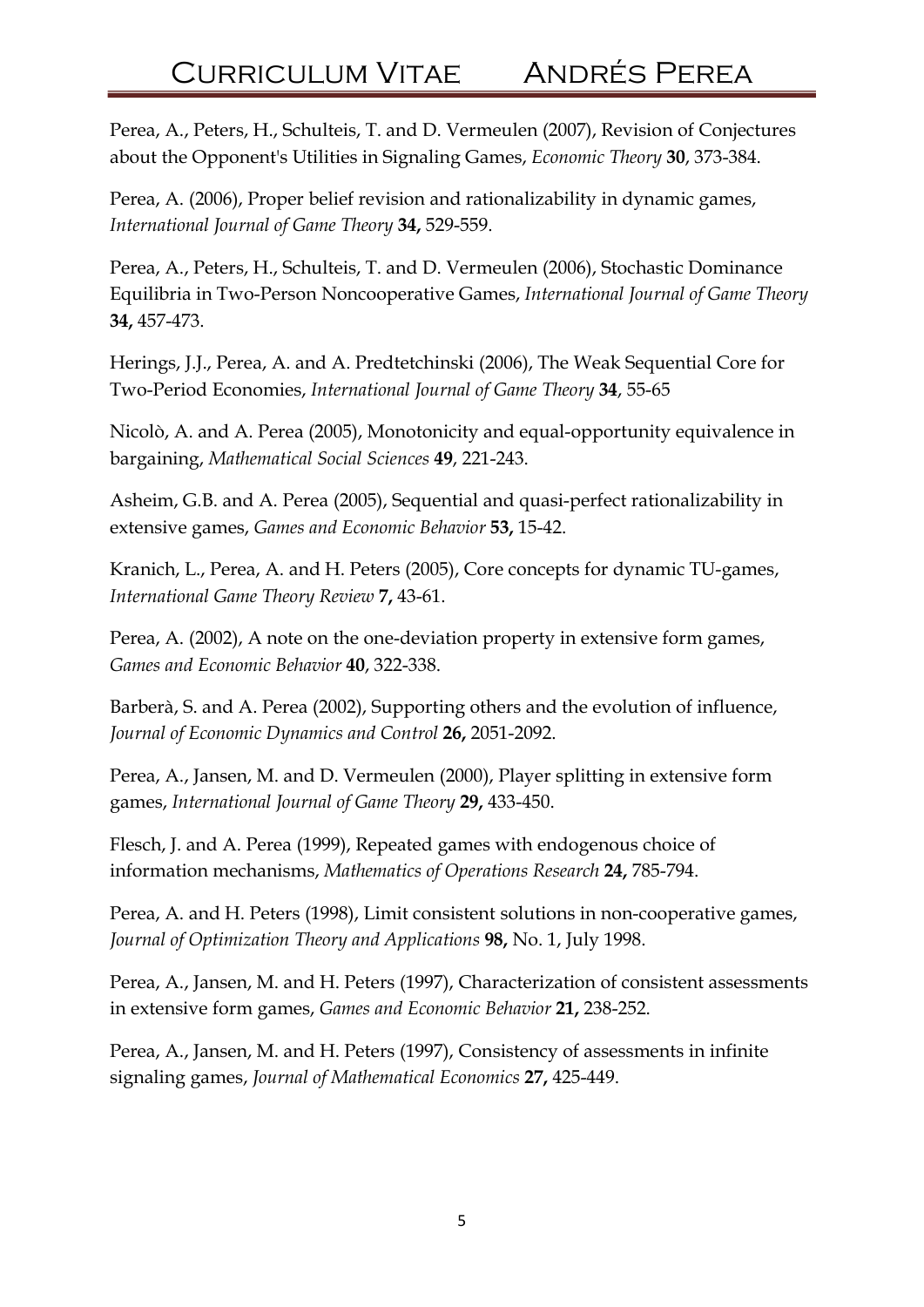Perea, A., Peters, H., Schulteis, T. and D. Vermeulen (2007), Revision of Conjectures about the Opponent's Utilities in Signaling Games, *Economic Theory* **30**, 373-384.

Perea, A. (2006), Proper belief revision and rationalizability in dynamic games, *International Journal of Game Theory* **34,** 529-559.

Perea, A., Peters, H., Schulteis, T. and D. Vermeulen (2006), Stochastic Dominance Equilibria in Two-Person Noncooperative Games, *International Journal of Game Theory* **34,** 457-473.

Herings, J.J., Perea, A. and A. Predtetchinski (2006), The Weak Sequential Core for Two-Period Economies, *International Journal of Game Theory* **34**, 55-65

Nicolò, A. and A. Perea (2005), Monotonicity and equal-opportunity equivalence in bargaining, *Mathematical Social Sciences* **49**, 221-243.

Asheim, G.B. and A. Perea (2005), Sequential and quasi-perfect rationalizability in extensive games, *Games and Economic Behavior* **53,** 15-42.

Kranich, L., Perea, A. and H. Peters (2005), Core concepts for dynamic TU-games, *International Game Theory Review* **7,** 43-61.

Perea, A. (2002), A note on the one-deviation property in extensive form games, *Games and Economic Behavior* **40**, 322-338.

Barberà, S. and A. Perea (2002), Supporting others and the evolution of influence, *Journal of Economic Dynamics and Control* **26,** 2051-2092.

Perea, A., Jansen, M. and D. Vermeulen (2000), Player splitting in extensive form games, *International Journal of Game Theory* **29,** 433-450.

Flesch, J. and A. Perea (1999), Repeated games with endogenous choice of information mechanisms, *Mathematics of Operations Research* **24,** 785-794.

Perea, A. and H. Peters (1998), Limit consistent solutions in non-cooperative games, *Journal of Optimization Theory and Applications* **98,** No. 1, July 1998.

Perea, A., Jansen, M. and H. Peters (1997), Characterization of consistent assessments in extensive form games, *Games and Economic Behavior* **21,** 238-252.

Perea, A., Jansen, M. and H. Peters (1997), Consistency of assessments in infinite signaling games, *Journal of Mathematical Economics* **27,** 425-449.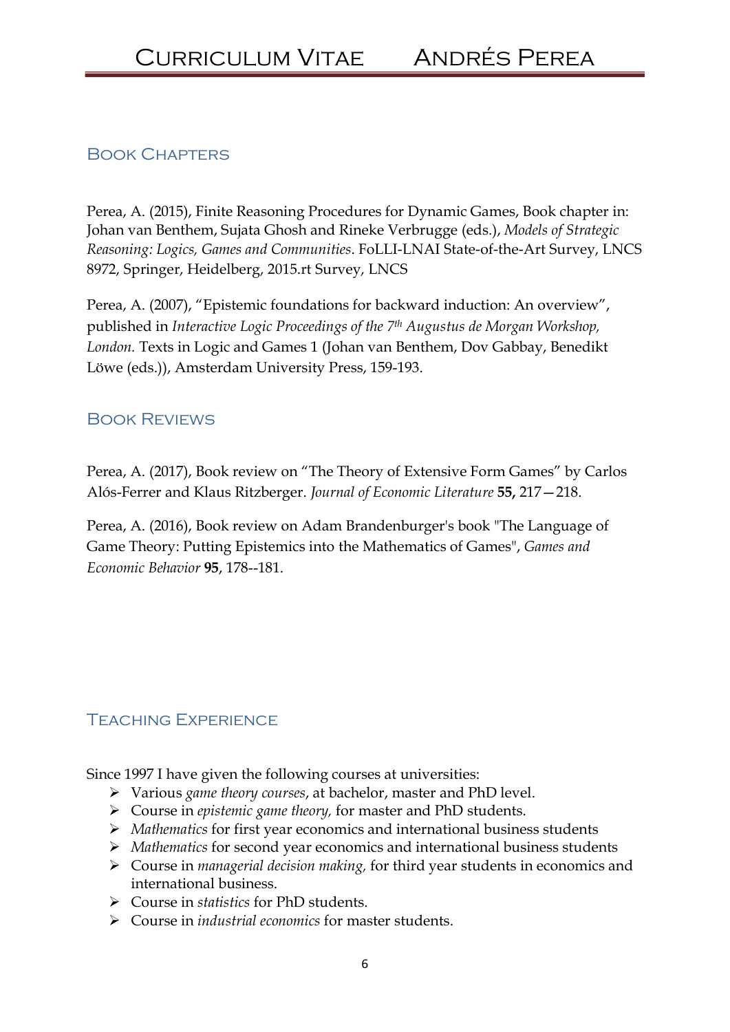## Book Chapters

Perea, A. (2015), Finite Reasoning Procedures for Dynamic Games, Book chapter in: Johan van Benthem, Sujata Ghosh and Rineke Verbrugge (eds.), *Models of Strategic Reasoning: Logics, Games and Communities*. FoLLI-LNAI State-of-the-Art Survey, LNCS 8972, Springer, Heidelberg, 2015.rt Survey, LNCS

Perea, A. (2007), "Epistemic foundations for backward induction: An overview", published in *Interactive Logic Proceedings of the 7th Augustus de Morgan Workshop, London.* Texts in Logic and Games 1 (Johan van Benthem, Dov Gabbay, Benedikt Löwe (eds.)), Amsterdam University Press, 159-193.

## Book Reviews

Perea, A. (2017), Book review on "The Theory of Extensive Form Games" by Carlos Alós-Ferrer and Klaus Ritzberger. *Journal of Economic Literature* **55,** 217—218.

Perea, A. (2016), Book review on Adam Brandenburger's book "The Language of Game Theory: Putting Epistemics into the Mathematics of Games", *Games and Economic Behavior* **95**, 178--181.

## Teaching Experience

Since 1997 I have given the following courses at universities:

- Various *game theory courses*, at bachelor, master and PhD level.
- Course in *epistemic game theory,* for master and PhD students.
- *Mathematics* for first year economics and international business students
- *Mathematics* for second year economics and international business students
- Course in *managerial decision making,* for third year students in economics and international business.
- Course in *statistics* for PhD students.
- Course in *industrial economics* for master students.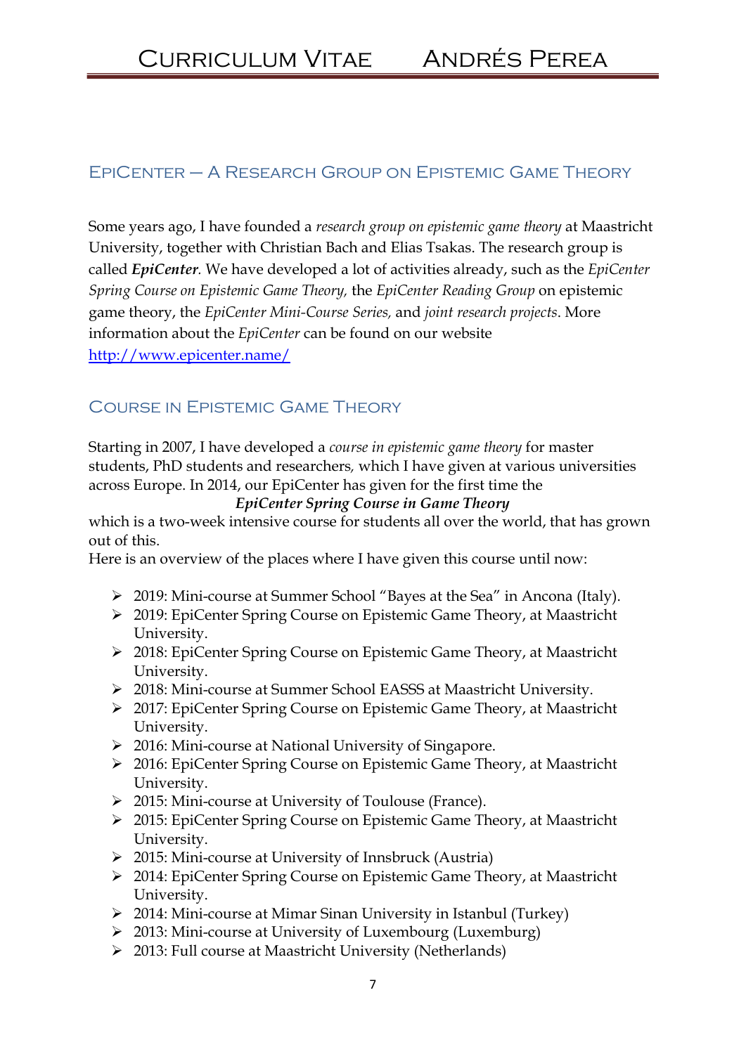## EpiCenter – A Research Group on Epistemic Game Theory

Some years ago, I have founded a *research group on epistemic game theory* at Maastricht University, together with Christian Bach and Elias Tsakas. The research group is called ***EpiCenter***. We have developed a lot of activities already, such as the *EpiCenter Spring Course on Epistemic Game Theory,* the *EpiCenter Reading Group* on epistemic game theory, the *EpiCenter Mini-Course Series,* and *joint research projects*. More information about the *EpiCenter* can be found on our website [http://www.epicenter.name/](http://www.epicenter.name/)

## Course in Epistemic Game Theory

Starting in 2007, I have developed a *course in epistemic game theory* for master students, PhD students and researchers, which I have given at various universities across Europe. In 2014, our EpiCenter has given for the first time the

***EpiCenter Spring Course in Game Theory***

which is a two-week intensive course for students all over the world, that has grown out of this.

Here is an overview of the places where I have given this course until now:

- 2019: Mini-course at Summer School "Bayes at the Sea" in Ancona (Italy).
- 2019: EpiCenter Spring Course on Epistemic Game Theory, at Maastricht University.
- 2018: EpiCenter Spring Course on Epistemic Game Theory, at Maastricht University.
- 2018: Mini-course at Summer School EASSS at Maastricht University.
- 2017: EpiCenter Spring Course on Epistemic Game Theory, at Maastricht University.
- 2016: Mini-course at National University of Singapore.
- 2016: EpiCenter Spring Course on Epistemic Game Theory, at Maastricht University.
- 2015: Mini-course at University of Toulouse (France).
- 2015: EpiCenter Spring Course on Epistemic Game Theory, at Maastricht University.
- 2015: Mini-course at University of Innsbruck (Austria)
- 2014: EpiCenter Spring Course on Epistemic Game Theory, at Maastricht University.
- 2014: Mini-course at Mimar Sinan University in Istanbul (Turkey)
- 2013: Mini-course at University of Luxembourg (Luxemburg)
- 2013: Full course at Maastricht University (Netherlands)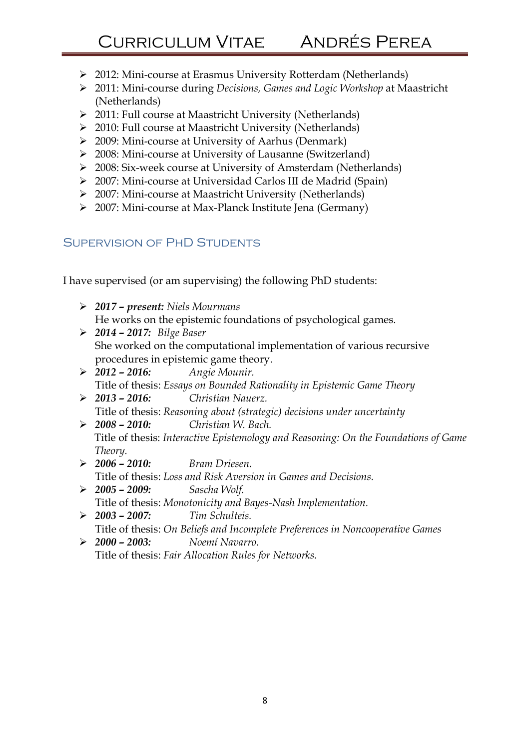- 2012: Mini-course at Erasmus University Rotterdam (Netherlands)
- 2011: Mini-course during *Decisions, Games and Logic Workshop* at Maastricht (Netherlands)
- 2011: Full course at Maastricht University (Netherlands)
- 2010: Full course at Maastricht University (Netherlands)
- 2009: Mini-course at University of Aarhus (Denmark)
- 2008: Mini-course at University of Lausanne (Switzerland)
- 2008: Six-week course at University of Amsterdam (Netherlands)
- 2007: Mini-course at Universidad Carlos III de Madrid (Spain)
- 2007: Mini-course at Maastricht University (Netherlands)
- 2007: Mini-course at Max-Planck Institute Jena (Germany)

## Supervision of PhD Students

I have supervised (or am supervising) the following PhD students:

- ***2017 – present:*** *Niels Mourmans*
  He works on the epistemic foundations of psychological games.
- ***2014 – 2017:*** *Bilge Baser*
  She worked on the computational implementation of various recursive procedures in epistemic game theory.
- ***2012 – 2016:*** *Angie Mounir.*
  Title of thesis: *Essays on Bounded Rationality in Epistemic Game Theory*
- ***2013 – 2016:*** *Christian Nauerz.*
  Title of thesis: *Reasoning about (strategic) decisions under uncertainty*
- ***2008 – 2010:*** *Christian W. Bach.*
  Title of thesis: *Interactive Epistemology and Reasoning: On the Foundations of Game Theory.*
- ***2006 – 2010:*** *Bram Driesen.*
  Title of thesis: *Loss and Risk Aversion in Games and Decisions.*
- ***2005 – 2009:*** *Sascha Wolf.*
  Title of thesis: *Monotonicity and Bayes-Nash Implementation.*
- ***2003 – 2007:*** *Tim Schulteis.*
  Title of thesis: *On Beliefs and Incomplete Preferences in Noncooperative Games*
- ***2000 – 2003:*** *Noemí Navarro.*
  Title of thesis: *Fair Allocation Rules for Networks.*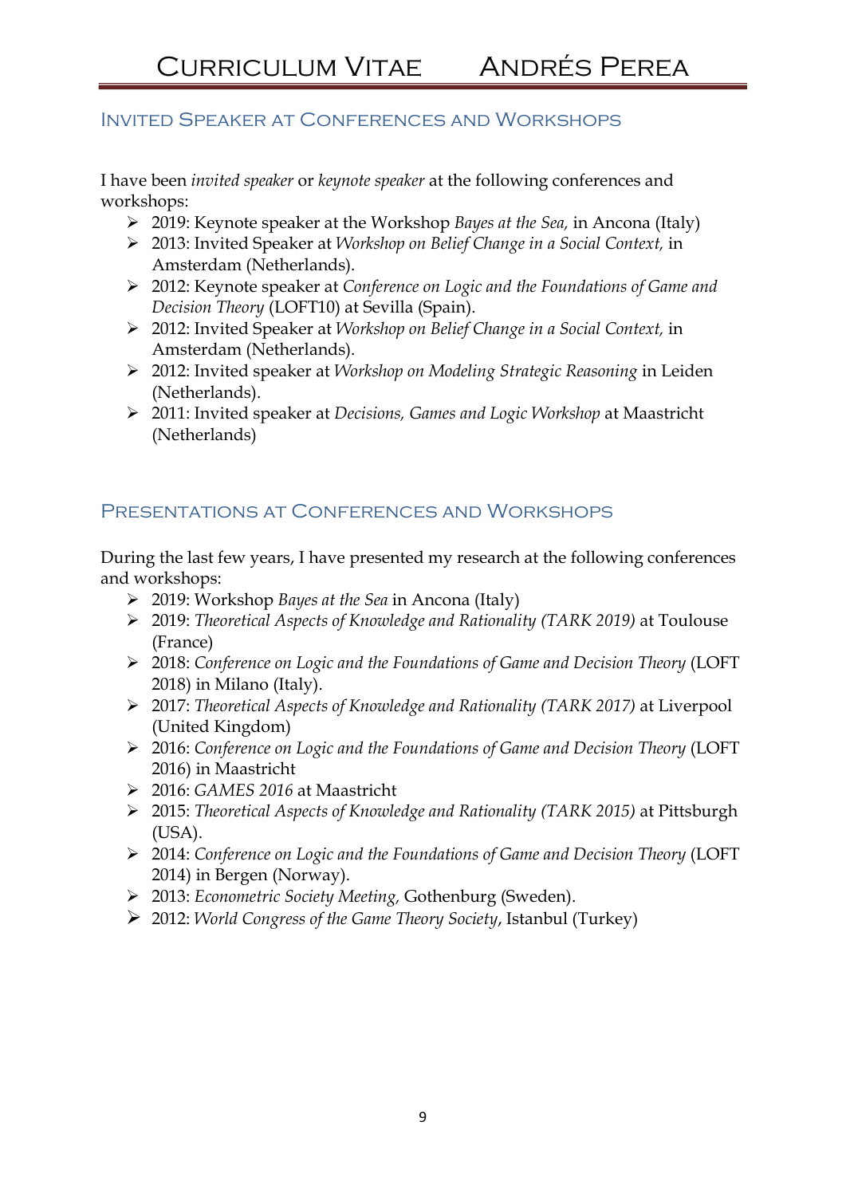## Invited Speaker at Conferences and Workshops

I have been *invited speaker* or *keynote speaker* at the following conferences and workshops:

- 2019: Keynote speaker at the Workshop *Bayes at the Sea,* in Ancona (Italy)
- 2013: Invited Speaker at *Workshop on Belief Change in a Social Context,* in Amsterdam (Netherlands).
- 2012: Keynote speaker at *Conference on Logic and the Foundations of Game and Decision Theory* (LOFT10) at Sevilla (Spain).
- 2012: Invited Speaker at *Workshop on Belief Change in a Social Context,* in Amsterdam (Netherlands).
- 2012: Invited speaker at *Workshop on Modeling Strategic Reasoning* in Leiden (Netherlands).
- 2011: Invited speaker at *Decisions, Games and Logic Workshop* at Maastricht (Netherlands)

## Presentations at Conferences and Workshops

During the last few years, I have presented my research at the following conferences and workshops:

- 2019: Workshop *Bayes at the Sea* in Ancona (Italy)
- 2019: *Theoretical Aspects of Knowledge and Rationality (TARK 2019)* at Toulouse (France)
- 2018: *Conference on Logic and the Foundations of Game and Decision Theory* (LOFT 2018) in Milano (Italy).
- 2017: *Theoretical Aspects of Knowledge and Rationality (TARK 2017)* at Liverpool (United Kingdom)
- 2016: *Conference on Logic and the Foundations of Game and Decision Theory* (LOFT 2016) in Maastricht
- 2016: *GAMES 2016* at Maastricht
- 2015: *Theoretical Aspects of Knowledge and Rationality (TARK 2015)* at Pittsburgh (USA).
- 2014: *Conference on Logic and the Foundations of Game and Decision Theory* (LOFT 2014) in Bergen (Norway).
- 2013: *Econometric Society Meeting,* Gothenburg (Sweden).
- 2012: *World Congress of the Game Theory Society*, Istanbul (Turkey)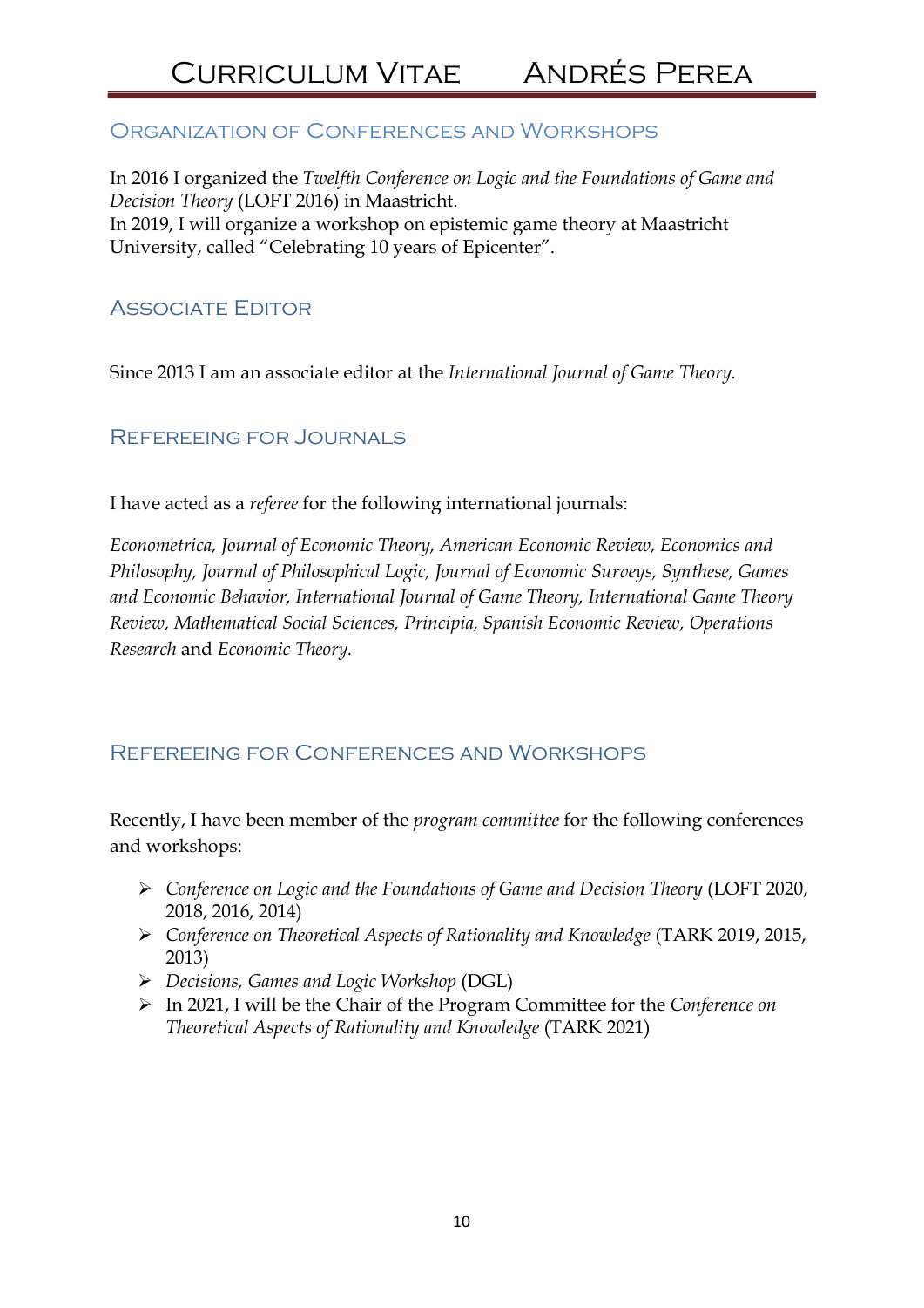## Organization of Conferences and Workshops

In 2016 I organized the *Twelfth Conference on Logic and the Foundations of Game and Decision Theory* (LOFT 2016) in Maastricht.
In 2019, I will organize a workshop on epistemic game theory at Maastricht University, called "Celebrating 10 years of Epicenter".

## Associate Editor

Since 2013 I am an associate editor at the *International Journal of Game Theory.*

## Refereeing for Journals

I have acted as a *referee* for the following international journals:

*Econometrica, Journal of Economic Theory, American Economic Review, Economics and Philosophy, Journal of Philosophical Logic, Journal of Economic Surveys, Synthese, Games and Economic Behavior, International Journal of Game Theory, International Game Theory Review, Mathematical Social Sciences, Principia, Spanish Economic Review, Operations Research* and *Economic Theory.*

## Refereeing for Conferences and Workshops

Recently, I have been member of the *program committee* for the following conferences and workshops:

- *Conference on Logic and the Foundations of Game and Decision Theory* (LOFT 2020, 2018, 2016, 2014)
- *Conference on Theoretical Aspects of Rationality and Knowledge* (TARK 2019, 2015, 2013)
- *Decisions, Games and Logic Workshop* (DGL)
- In 2021, I will be the Chair of the Program Committee for the *Conference on Theoretical Aspects of Rationality and Knowledge* (TARK 2021)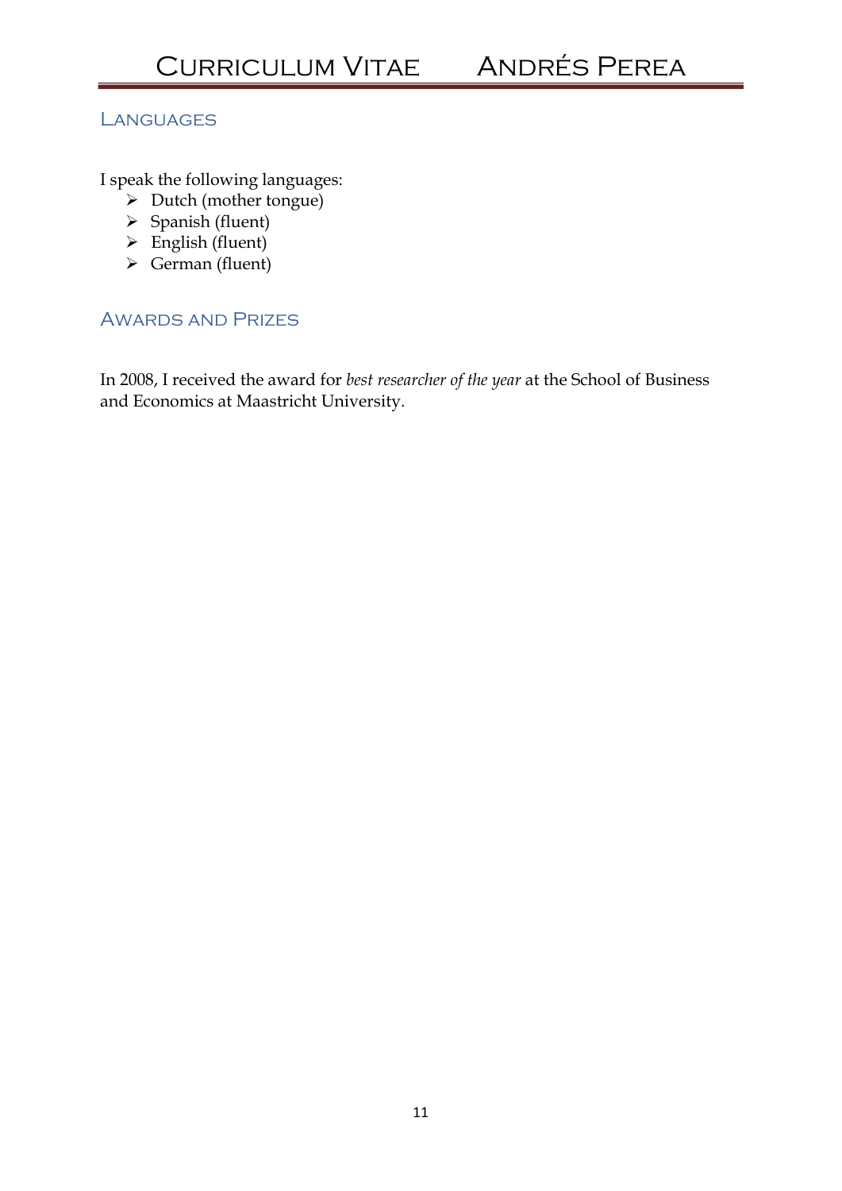## Languages

I speak the following languages:

- Dutch (mother tongue)
- Spanish (fluent)
- English (fluent)
- German (fluent)

## Awards and Prizes

In 2008, I received the award for *best researcher of the year* at the School of Business and Economics at Maastricht University.